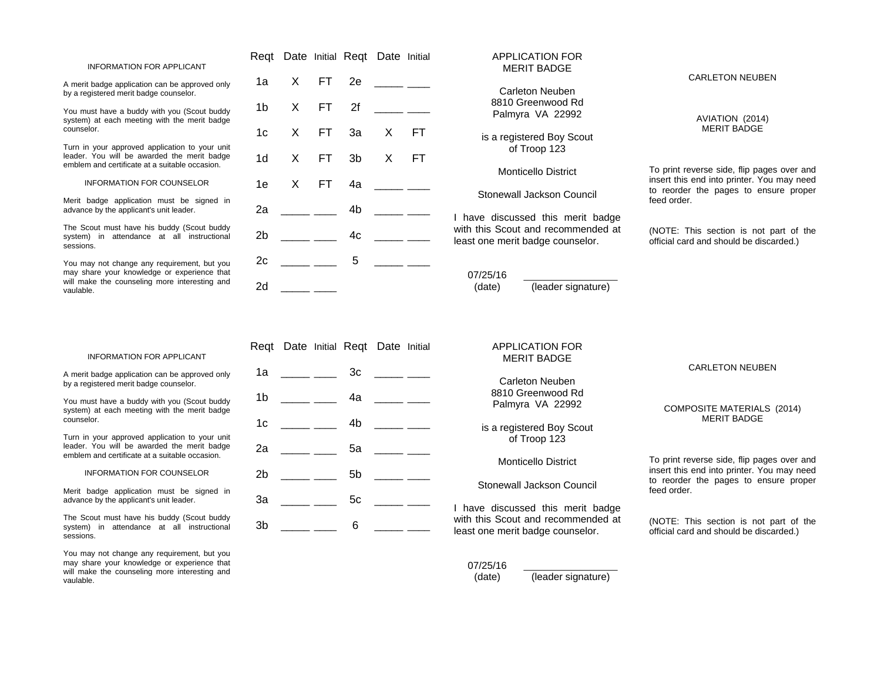INFORMATION FOR APPLICANT

A merit badge application can be approved only by a registered merit badge counselor.

You must have a buddy with you (Scout buddy system) at each meeting with the merit badge counselor.

Turn in your approved application to your unit leader. You will be awarded the merit badge emblem and certificate at a suitable occasion.

INFORMATION FOR COUNSELOR

Merit badge application must be signed in advance by the applicant's unit leader.

The Scout must have his buddy (Scout buddy system) in attendance at all instructional sessions.

You may not change any requirement, but you may share your knowledge or experience that will make the counseling more interesting and vaulable.

| Reqt | Date | Initial | Reqt | Date | Initial |
|---|---|---|---|---|---|
| 1a | X | FT | 2e | _____ | ____ |
| 1b | X | FT | 2f | _____ | ____ |
| 1c | X | FT | 3a | X | FT |
| 1d | X | FT | 3b | X | FT |
| 1e | X | FT | 4a | _____ | ____ |
| 2a | _____ | ____ | 4b | _____ | ____ |
| 2b | _____ | ____ | 4c | _____ | ____ |
| 2c | _____ | ____ | 5 | _____ | ____ |
| 2d | _____ | ____ | | | |

APPLICATION FOR MERIT BADGE

Carleton Neuben
8810 Greenwood Rd
Palmyra VA 22992

is a registered Boy Scout of Troop 123

Monticello District

Stonewall Jackson Council

I have discussed this merit badge with this Scout and recommended at least one merit badge counselor.

07/25/16 (date) _________________ (leader signature)

CARLETON NEUBEN

AVIATION (2014)
MERIT BADGE

To print reverse side, flip pages over and insert this end into printer. You may need to reorder the pages to ensure proper feed order.

(NOTE: This section is not part of the official card and should be discarded.)

---

INFORMATION FOR APPLICANT

A merit badge application can be approved only by a registered merit badge counselor.

You must have a buddy with you (Scout buddy system) at each meeting with the merit badge counselor.

Turn in your approved application to your unit leader. You will be awarded the merit badge emblem and certificate at a suitable occasion.

INFORMATION FOR COUNSELOR

Merit badge application must be signed in advance by the applicant's unit leader.

The Scout must have his buddy (Scout buddy system) in attendance at all instructional sessions.

You may not change any requirement, but you may share your knowledge or experience that will make the counseling more interesting and vaulable.

| Reqt | Date | Initial | Reqt | Date | Initial |
|---|---|---|---|---|---|
| 1a | _____ | ____ | 3c | _____ | ____ |
| 1b | _____ | ____ | 4a | _____ | ____ |
| 1c | _____ | ____ | 4b | _____ | ____ |
| 2a | _____ | ____ | 5a | _____ | ____ |
| 2b | _____ | ____ | 5b | _____ | ____ |
| 3a | _____ | ____ | 5c | _____ | ____ |
| 3b | _____ | ____ | 6 | _____ | ____ |

APPLICATION FOR MERIT BADGE

Carleton Neuben
8810 Greenwood Rd
Palmyra VA 22992

is a registered Boy Scout of Troop 123

Monticello District

Stonewall Jackson Council

I have discussed this merit badge with this Scout and recommended at least one merit badge counselor.

07/25/16 (date) _________________ (leader signature)

CARLETON NEUBEN

COMPOSITE MATERIALS (2014)
MERIT BADGE

To print reverse side, flip pages over and insert this end into printer. You may need to reorder the pages to ensure proper feed order.

(NOTE: This section is not part of the official card and should be discarded.)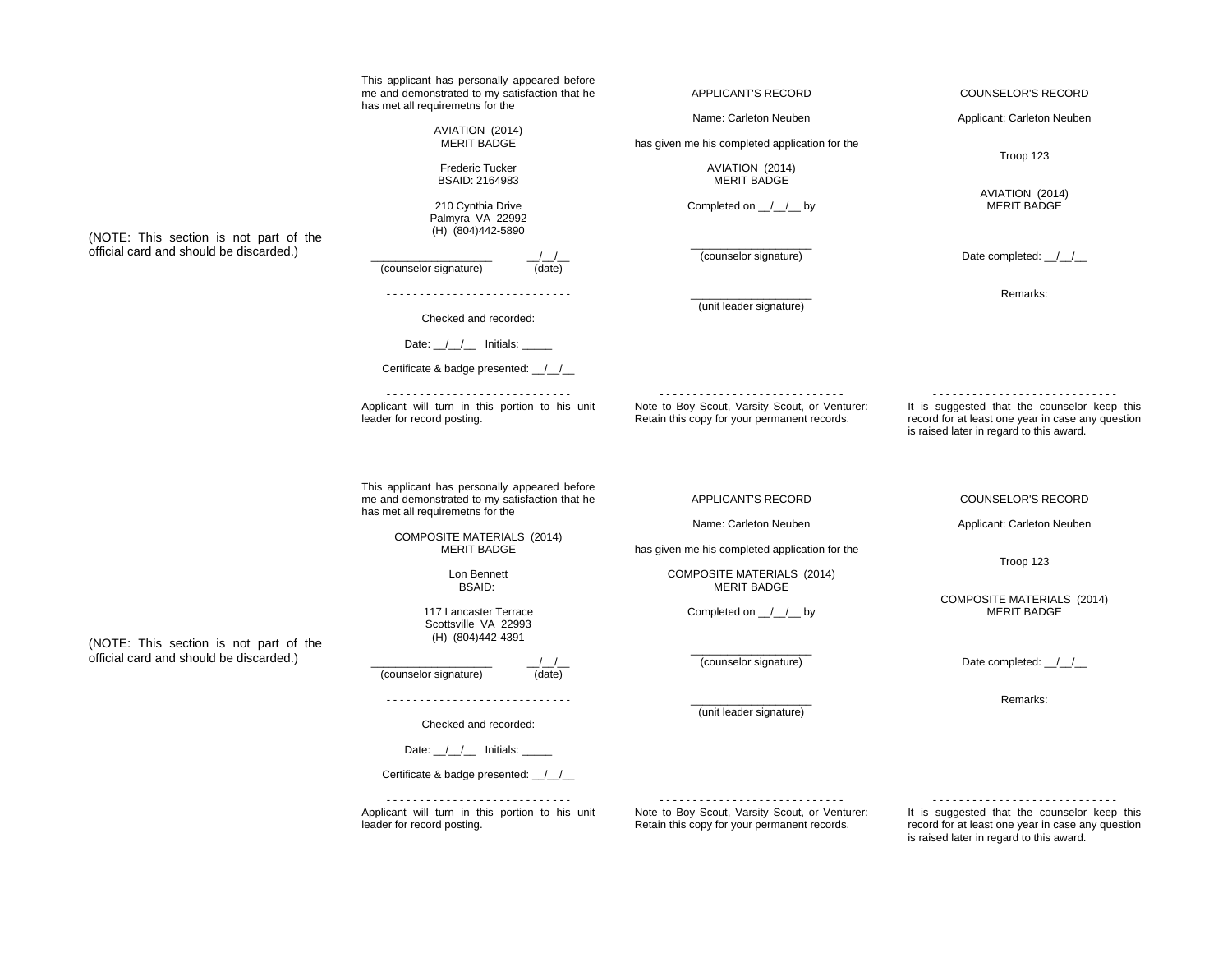(NOTE: This section is not part of the official card and should be discarded.)

This applicant has personally appeared before me and demonstrated to my satisfaction that he has met all requiremetns for the

AVIATION (2014)
MERIT BADGE

Frederic Tucker
BSAID: 2164983

210 Cynthia Drive
Palmyra VA 22992
(H) (804)442-5890

___________________ __/__/__
(counselor signature) (date)

- - - - - - - - - - - - - - - - - - - - - - - - - - - -

Checked and recorded:

Date: __/__/__ Initials: _____

Certificate & badge presented: __/__/__

- - - - - - - - - - - - - - - - - - - - - - - - - - - -

Applicant will turn in this portion to his unit leader for record posting.

APPLICANT'S RECORD

Name: Carleton Neuben

has given me his completed application for the

AVIATION (2014)
MERIT BADGE

Completed on __/__/__ by

___________________
(counselor signature)

___________________
(unit leader signature)

- - - - - - - - - - - - - - - - - - - - - - - - - - - -

Note to Boy Scout, Varsity Scout, or Venturer: Retain this copy for your permanent records.

COUNSELOR'S RECORD

Applicant: Carleton Neuben

Troop 123

AVIATION (2014)
MERIT BADGE

Date completed: __/__/__

Remarks:

- - - - - - - - - - - - - - - - - - - - - - - - - - - -

It is suggested that the counselor keep this record for at least one year in case any question is raised later in regard to this award.

(NOTE: This section is not part of the official card and should be discarded.)

This applicant has personally appeared before me and demonstrated to my satisfaction that he has met all requiremetns for the

COMPOSITE MATERIALS (2014)
MERIT BADGE

Lon Bennett
BSAID:

117 Lancaster Terrace
Scottsville VA 22993
(H) (804)442-4391

___________________ __/__/__
(counselor signature) (date)

- - - - - - - - - - - - - - - - - - - - - - - - - - - -

Checked and recorded:

Date: __/__/__ Initials: _____

Certificate & badge presented: __/__/__

- - - - - - - - - - - - - - - - - - - - - - - - - - - -

Applicant will turn in this portion to his unit leader for record posting.

APPLICANT'S RECORD

Name: Carleton Neuben

has given me his completed application for the

COMPOSITE MATERIALS (2014)
MERIT BADGE

Completed on __/__/__ by

___________________
(counselor signature)

___________________
(unit leader signature)

- - - - - - - - - - - - - - - - - - - - - - - - - - - -

Note to Boy Scout, Varsity Scout, or Venturer: Retain this copy for your permanent records.

COUNSELOR'S RECORD

Applicant: Carleton Neuben

Troop 123

COMPOSITE MATERIALS (2014)
MERIT BADGE

Date completed: __/__/__

Remarks:

- - - - - - - - - - - - - - - - - - - - - - - - - - - -

It is suggested that the counselor keep this record for at least one year in case any question is raised later in regard to this award.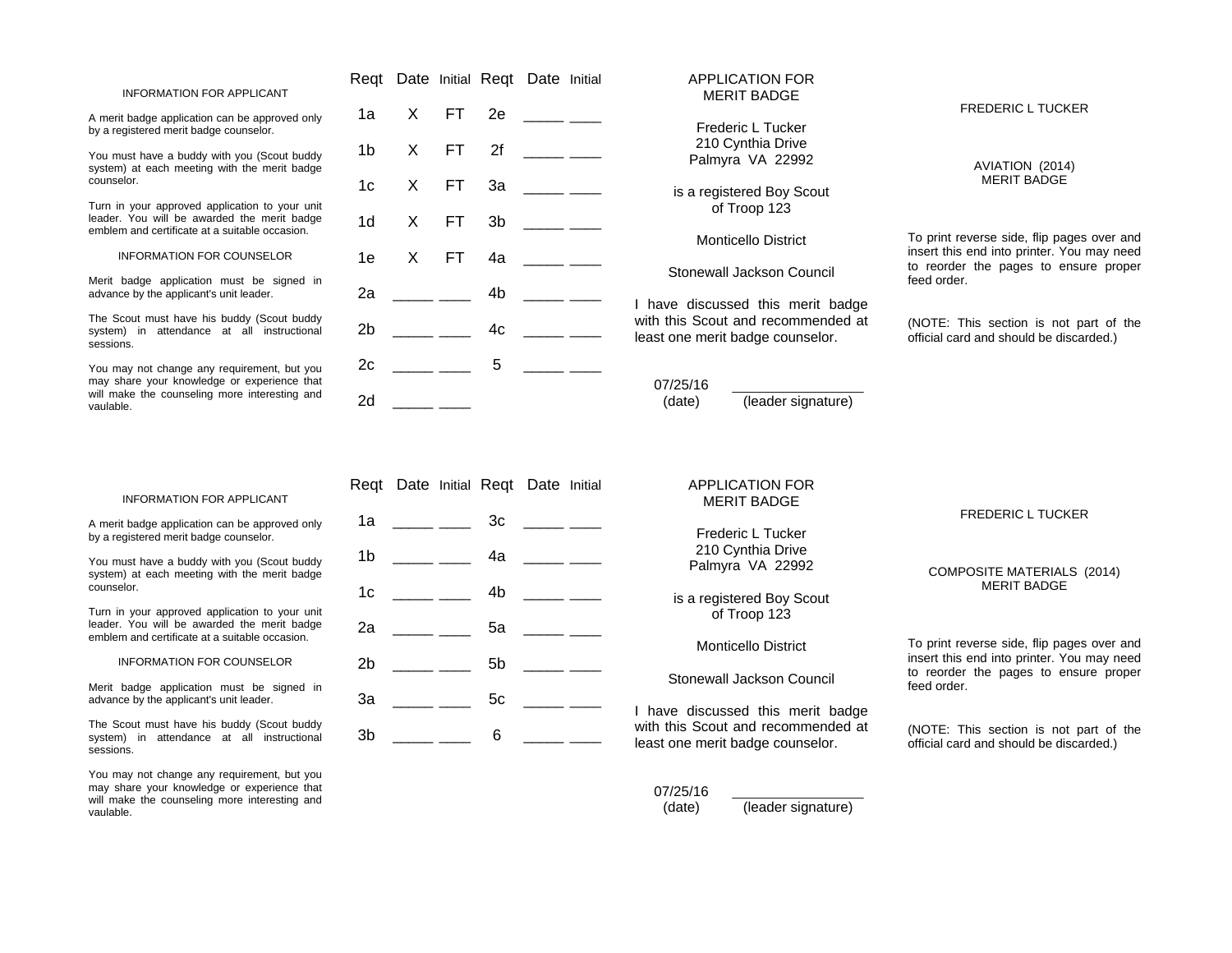INFORMATION FOR APPLICANT

A merit badge application can be approved only by a registered merit badge counselor.

You must have a buddy with you (Scout buddy system) at each meeting with the merit badge counselor.

Turn in your approved application to your unit leader. You will be awarded the merit badge emblem and certificate at a suitable occasion.

INFORMATION FOR COUNSELOR

Merit badge application must be signed in advance by the applicant's unit leader.

The Scout must have his buddy (Scout buddy system) in attendance at all instructional sessions.

You may not change any requirement, but you may share your knowledge or experience that will make the counseling more interesting and vaulable.

| Reqt | Date | Initial | Reqt | Date | Initial |
|---|---|---|---|---|---|
| 1a | X | FT | 2e | _____ | ____ |
| 1b | X | FT | 2f | _____ | ____ |
| 1c | X | FT | 3a | _____ | ____ |
| 1d | X | FT | 3b | _____ | ____ |
| 1e | X | FT | 4a | _____ | ____ |
| 2a | _____ | ____ | 4b | _____ | ____ |
| 2b | _____ | ____ | 4c | _____ | ____ |
| 2c | _____ | ____ | 5 | _____ | ____ |
| 2d | _____ | ____ | | | |

APPLICATION FOR MERIT BADGE

Frederic L Tucker
210 Cynthia Drive
Palmyra VA 22992

is a registered Boy Scout of Troop 123

Monticello District

Stonewall Jackson Council

I have discussed this merit badge with this Scout and recommended at least one merit badge counselor.

07/25/16 (date) _________________ (leader signature)

FREDERIC L TUCKER

AVIATION (2014) MERIT BADGE

To print reverse side, flip pages over and insert this end into printer. You may need to reorder the pages to ensure proper feed order.

(NOTE: This section is not part of the official card and should be discarded.)

---

INFORMATION FOR APPLICANT

A merit badge application can be approved only by a registered merit badge counselor.

You must have a buddy with you (Scout buddy system) at each meeting with the merit badge counselor.

Turn in your approved application to your unit leader. You will be awarded the merit badge emblem and certificate at a suitable occasion.

INFORMATION FOR COUNSELOR

Merit badge application must be signed in advance by the applicant's unit leader.

The Scout must have his buddy (Scout buddy system) in attendance at all instructional sessions.

You may not change any requirement, but you may share your knowledge or experience that will make the counseling more interesting and vaulable.

| Reqt | Date | Initial | Reqt | Date | Initial |
|---|---|---|---|---|---|
| 1a | _____ | ____ | 3c | _____ | ____ |
| 1b | _____ | ____ | 4a | _____ | ____ |
| 1c | _____ | ____ | 4b | _____ | ____ |
| 2a | _____ | ____ | 5a | _____ | ____ |
| 2b | _____ | ____ | 5b | _____ | ____ |
| 3a | _____ | ____ | 5c | _____ | ____ |
| 3b | _____ | ____ | 6 | _____ | ____ |

APPLICATION FOR MERIT BADGE

Frederic L Tucker
210 Cynthia Drive
Palmyra VA 22992

is a registered Boy Scout of Troop 123

Monticello District

Stonewall Jackson Council

I have discussed this merit badge with this Scout and recommended at least one merit badge counselor.

07/25/16 (date) _________________ (leader signature)

FREDERIC L TUCKER

COMPOSITE MATERIALS (2014) MERIT BADGE

To print reverse side, flip pages over and insert this end into printer. You may need to reorder the pages to ensure proper feed order.

(NOTE: This section is not part of the official card and should be discarded.)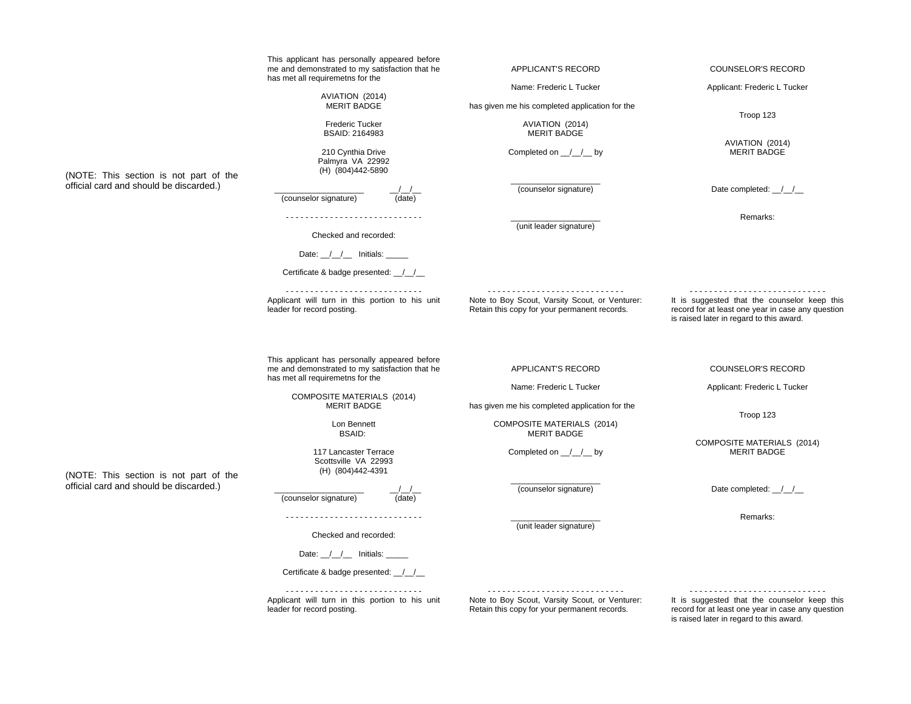(NOTE: This section is not part of the official card and should be discarded.)

This applicant has personally appeared before me and demonstrated to my satisfaction that he has met all requiremetns for the

AVIATION (2014)
MERIT BADGE

Frederic Tucker
BSAID: 2164983

210 Cynthia Drive
Palmyra VA 22992
(H) (804)442-5890

___________________ __/__/__
(counselor signature) (date)

- - - - - - - - - - - - - - - - - - - - - - - - - - - -

Checked and recorded:

Date: __/__/__ Initials: _____

Certificate & badge presented: __/__/__

- - - - - - - - - - - - - - - - - - - - - - - - - - - -

Applicant will turn in this portion to his unit leader for record posting.

APPLICANT'S RECORD

Name: Frederic L Tucker

has given me his completed application for the

AVIATION (2014)
MERIT BADGE

Completed on __/__/__ by

___________________
(counselor signature)

___________________
(unit leader signature)

- - - - - - - - - - - - - - - - - - - - - - - - - - - -

Note to Boy Scout, Varsity Scout, or Venturer: Retain this copy for your permanent records.

COUNSELOR'S RECORD

Applicant: Frederic L Tucker

Troop 123

AVIATION (2014)
MERIT BADGE

Date completed: __/__/__

Remarks:

- - - - - - - - - - - - - - - - - - - - - - - - - - - -

It is suggested that the counselor keep this record for at least one year in case any question is raised later in regard to this award.

---

(NOTE: This section is not part of the official card and should be discarded.)

This applicant has personally appeared before me and demonstrated to my satisfaction that he has met all requiremetns for the

COMPOSITE MATERIALS (2014)
MERIT BADGE

Lon Bennett
BSAID:

117 Lancaster Terrace
Scottsville VA 22993
(H) (804)442-4391

___________________ __/__/__
(counselor signature) (date)

- - - - - - - - - - - - - - - - - - - - - - - - - - - -

Checked and recorded:

Date: __/__/__ Initials: _____

Certificate & badge presented: __/__/__

- - - - - - - - - - - - - - - - - - - - - - - - - - - -

Applicant will turn in this portion to his unit leader for record posting.

APPLICANT'S RECORD

Name: Frederic L Tucker

has given me his completed application for the

COMPOSITE MATERIALS (2014)
MERIT BADGE

Completed on __/__/__ by

___________________
(counselor signature)

___________________
(unit leader signature)

- - - - - - - - - - - - - - - - - - - - - - - - - - - -

Note to Boy Scout, Varsity Scout, or Venturer: Retain this copy for your permanent records.

COUNSELOR'S RECORD

Applicant: Frederic L Tucker

Troop 123

COMPOSITE MATERIALS (2014)
MERIT BADGE

Date completed: __/__/__

Remarks:

- - - - - - - - - - - - - - - - - - - - - - - - - - - -

It is suggested that the counselor keep this record for at least one year in case any question is raised later in regard to this award.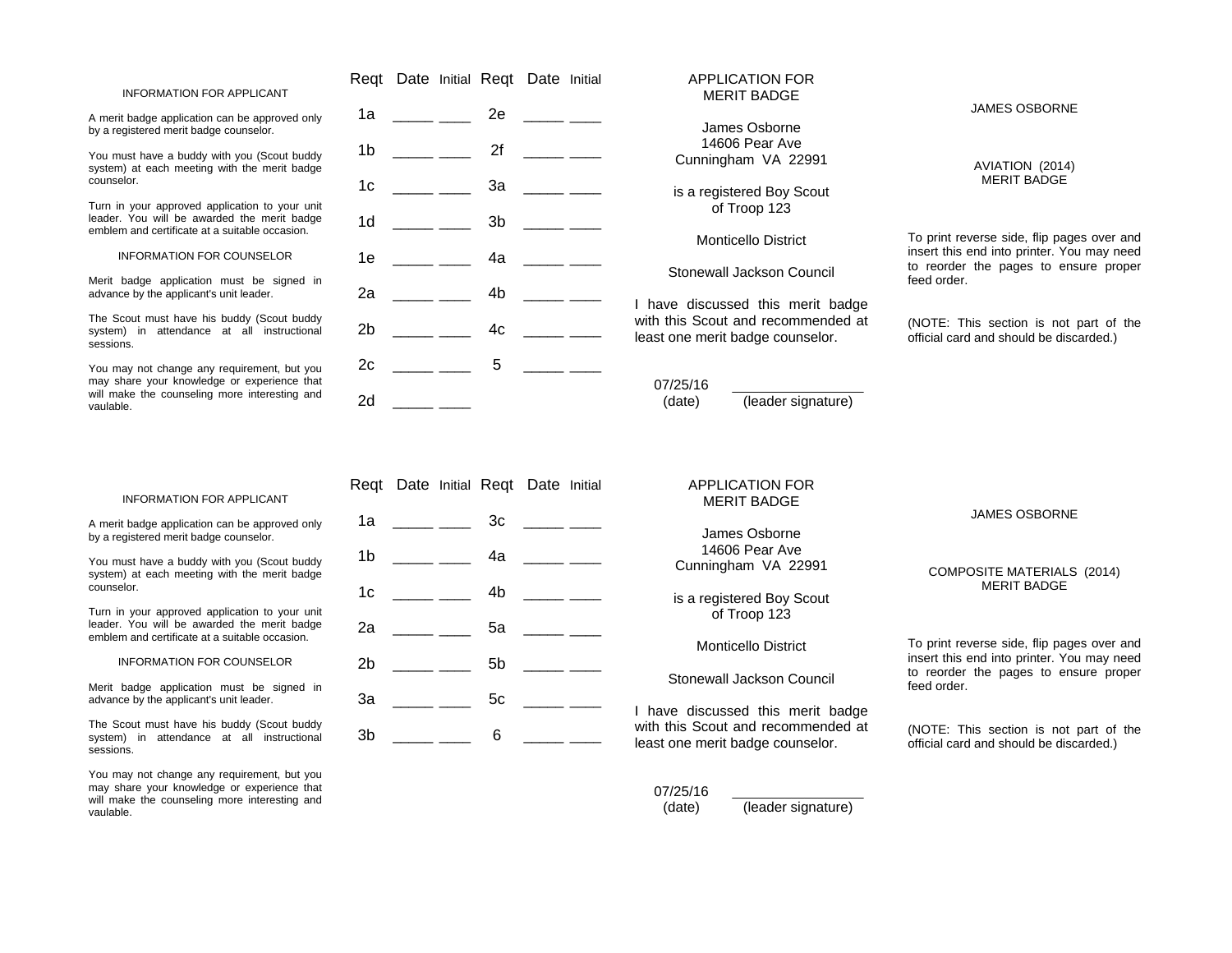INFORMATION FOR APPLICANT

A merit badge application can be approved only by a registered merit badge counselor.

You must have a buddy with you (Scout buddy system) at each meeting with the merit badge counselor.

Turn in your approved application to your unit leader. You will be awarded the merit badge emblem and certificate at a suitable occasion.

INFORMATION FOR COUNSELOR

Merit badge application must be signed in advance by the applicant's unit leader.

The Scout must have his buddy (Scout buddy system) in attendance at all instructional sessions.

You may not change any requirement, but you may share your knowledge or experience that will make the counseling more interesting and vaulable.

| Reqt | Date | Initial | Reqt | Date | Initial |
|---|---|---|---|---|---|
| 1a | _____ | ____ | 2e | _____ | ____ |
| 1b | _____ | ____ | 2f | _____ | ____ |
| 1c | _____ | ____ | 3a | _____ | ____ |
| 1d | _____ | ____ | 3b | _____ | ____ |
| 1e | _____ | ____ | 4a | _____ | ____ |
| 2a | _____ | ____ | 4b | _____ | ____ |
| 2b | _____ | ____ | 4c | _____ | ____ |
| 2c | _____ | ____ | 5 | _____ | ____ |
| 2d | _____ | ____ | | | |

APPLICATION FOR MERIT BADGE

James Osborne
14606 Pear Ave
Cunningham VA 22991

is a registered Boy Scout of Troop 123

Monticello District

Stonewall Jackson Council

I have discussed this merit badge with this Scout and recommended at least one merit badge counselor.

07/25/16 (date) _________________ (leader signature)

JAMES OSBORNE

AVIATION (2014)
MERIT BADGE

To print reverse side, flip pages over and insert this end into printer. You may need to reorder the pages to ensure proper feed order.

(NOTE: This section is not part of the official card and should be discarded.)

---

INFORMATION FOR APPLICANT

A merit badge application can be approved only by a registered merit badge counselor.

You must have a buddy with you (Scout buddy system) at each meeting with the merit badge counselor.

Turn in your approved application to your unit leader. You will be awarded the merit badge emblem and certificate at a suitable occasion.

INFORMATION FOR COUNSELOR

Merit badge application must be signed in advance by the applicant's unit leader.

The Scout must have his buddy (Scout buddy system) in attendance at all instructional sessions.

You may not change any requirement, but you may share your knowledge or experience that will make the counseling more interesting and vaulable.

| Reqt | Date | Initial | Reqt | Date | Initial |
|---|---|---|---|---|---|
| 1a | _____ | ____ | 3c | _____ | ____ |
| 1b | _____ | ____ | 4a | _____ | ____ |
| 1c | _____ | ____ | 4b | _____ | ____ |
| 2a | _____ | ____ | 5a | _____ | ____ |
| 2b | _____ | ____ | 5b | _____ | ____ |
| 3a | _____ | ____ | 5c | _____ | ____ |
| 3b | _____ | ____ | 6 | _____ | ____ |

APPLICATION FOR MERIT BADGE

James Osborne
14606 Pear Ave
Cunningham VA 22991

is a registered Boy Scout of Troop 123

Monticello District

Stonewall Jackson Council

I have discussed this merit badge with this Scout and recommended at least one merit badge counselor.

07/25/16 (date) _________________ (leader signature)

JAMES OSBORNE

COMPOSITE MATERIALS (2014)
MERIT BADGE

To print reverse side, flip pages over and insert this end into printer. You may need to reorder the pages to ensure proper feed order.

(NOTE: This section is not part of the official card and should be discarded.)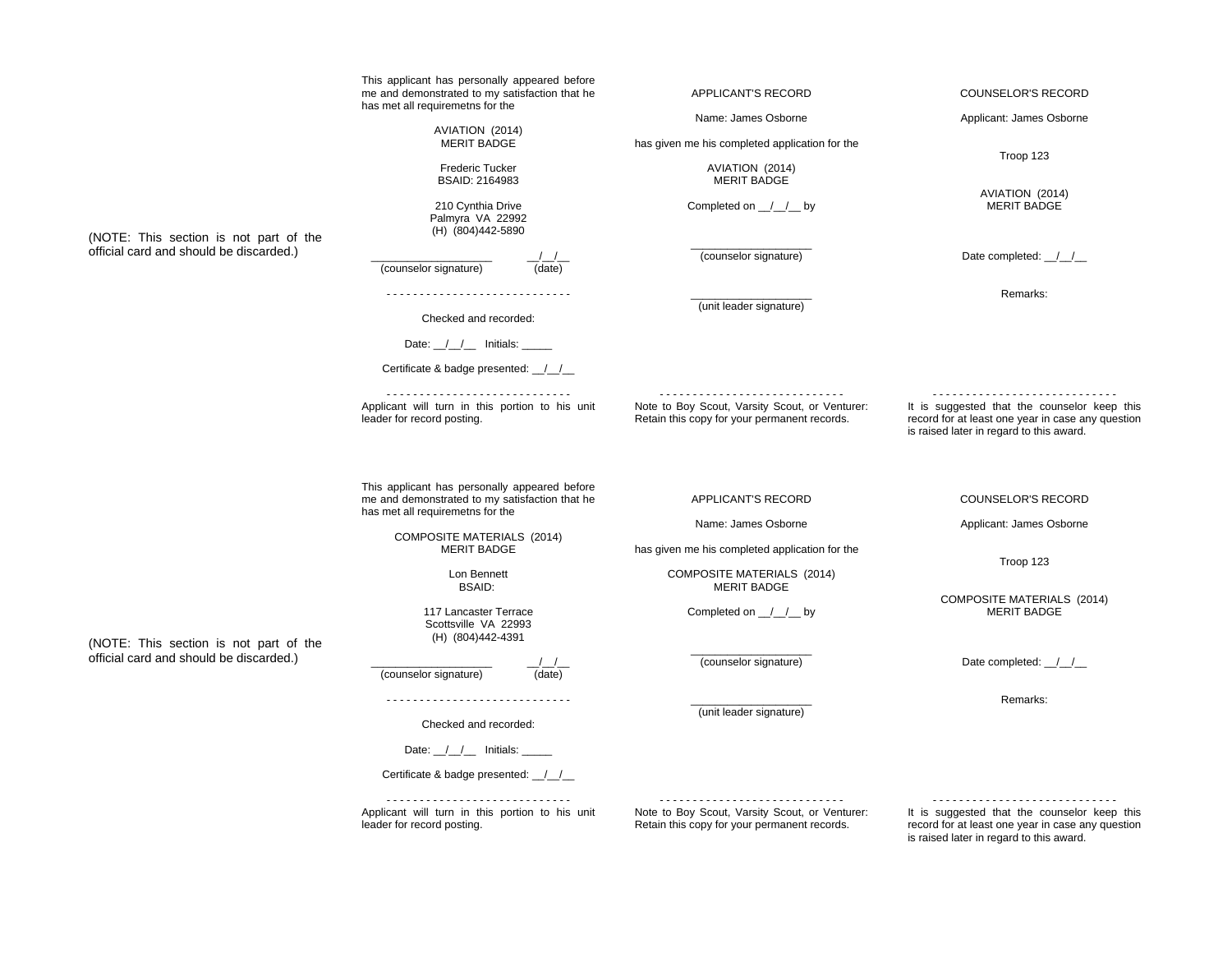(NOTE: This section is not part of the official card and should be discarded.)

This applicant has personally appeared before me and demonstrated to my satisfaction that he has met all requiremetns for the

AVIATION (2014)
MERIT BADGE

Frederic Tucker
BSAID: 2164983

210 Cynthia Drive
Palmyra VA 22992
(H) (804)442-5890

___________________ __/__/__
(counselor signature) (date)

- - - - - - - - - - - - - - - - - - - - - - - - - - - -

Checked and recorded:

Date: __/__/__ Initials: _____

Certificate & badge presented: __/__/__

- - - - - - - - - - - - - - - - - - - - - - - - - - - -

Applicant will turn in this portion to his unit leader for record posting.

APPLICANT'S RECORD

Name: James Osborne

has given me his completed application for the

AVIATION (2014)
MERIT BADGE

Completed on __/__/__ by

___________________
(counselor signature)

___________________
(unit leader signature)

- - - - - - - - - - - - - - - - - - - - - - - - - - - -

Note to Boy Scout, Varsity Scout, or Venturer: Retain this copy for your permanent records.

COUNSELOR'S RECORD

Applicant: James Osborne

Troop 123

AVIATION (2014)
MERIT BADGE

Date completed: __/__/__

Remarks:

- - - - - - - - - - - - - - - - - - - - - - - - - - - -

It is suggested that the counselor keep this record for at least one year in case any question is raised later in regard to this award.

(NOTE: This section is not part of the official card and should be discarded.)

This applicant has personally appeared before me and demonstrated to my satisfaction that he has met all requiremetns for the

COMPOSITE MATERIALS (2014)
MERIT BADGE

Lon Bennett
BSAID:

117 Lancaster Terrace
Scottsville VA 22993
(H) (804)442-4391

___________________ __/__/__
(counselor signature) (date)

- - - - - - - - - - - - - - - - - - - - - - - - - - - -

Checked and recorded:

Date: __/__/__ Initials: _____

Certificate & badge presented: __/__/__

- - - - - - - - - - - - - - - - - - - - - - - - - - - -

Applicant will turn in this portion to his unit leader for record posting.

APPLICANT'S RECORD

Name: James Osborne

has given me his completed application for the

COMPOSITE MATERIALS (2014)
MERIT BADGE

Completed on __/__/__ by

___________________
(counselor signature)

___________________
(unit leader signature)

- - - - - - - - - - - - - - - - - - - - - - - - - - - -

Note to Boy Scout, Varsity Scout, or Venturer: Retain this copy for your permanent records.

COUNSELOR'S RECORD

Applicant: James Osborne

Troop 123

COMPOSITE MATERIALS (2014)
MERIT BADGE

Date completed: __/__/__

Remarks:

- - - - - - - - - - - - - - - - - - - - - - - - - - - -

It is suggested that the counselor keep this record for at least one year in case any question is raised later in regard to this award.